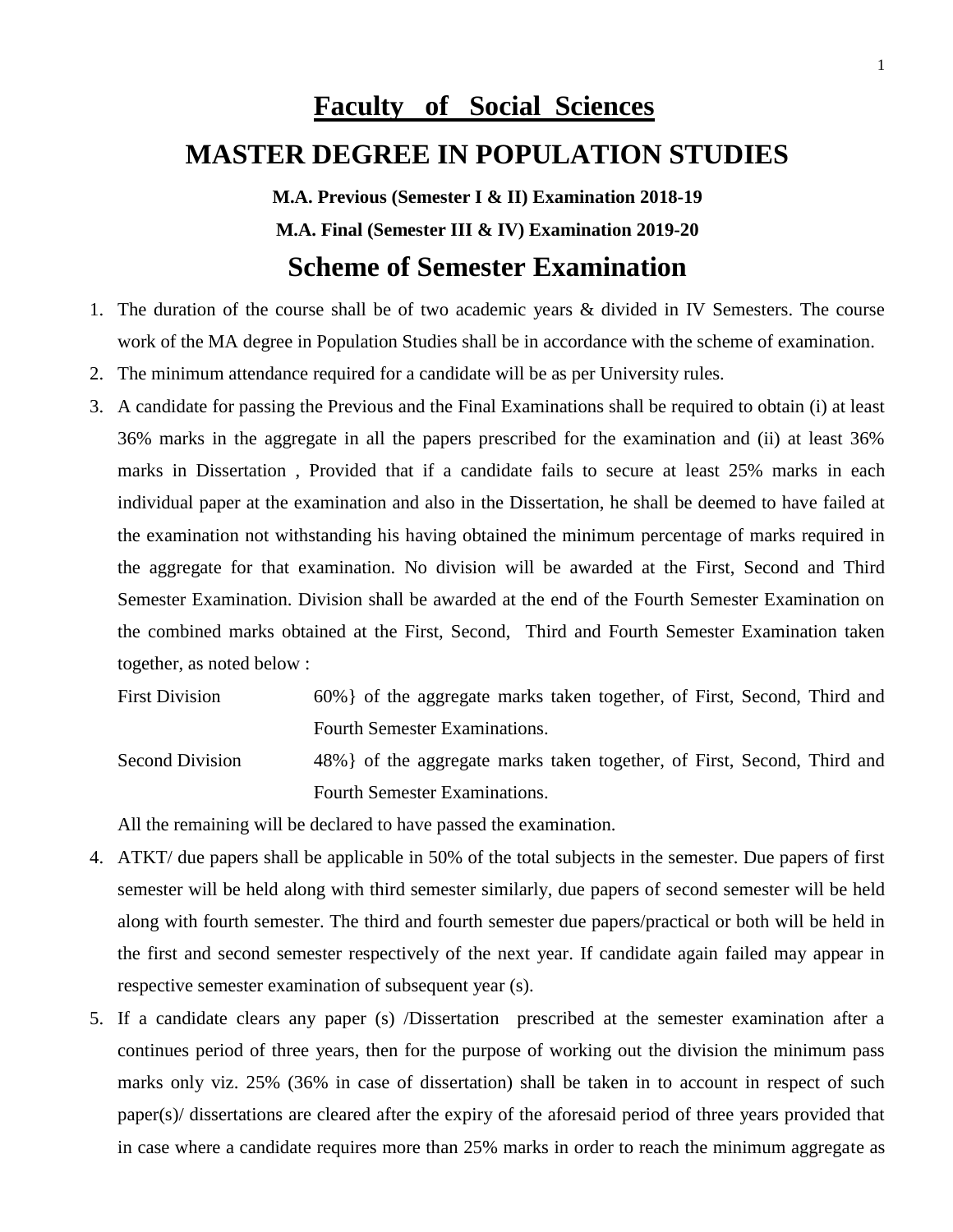# <u>Faculty of Social Sciences</u>

# MASTER DEGREE IN POPULATION STUDIES

**M.A. Previous (Semester I & II) Examination 2018-19**

**M.A. Final (Semester III & IV) Examination 2019-20**

## Scheme of Semester Examination

1. The duration of the course shall be of two academic years & divided in IV Semesters. The course work of the MA degree in Population Studies shall be in accordance with the scheme of examination.
2. The minimum attendance required for a candidate will be as per University rules.
3. A candidate for passing the Previous and the Final Examinations shall be required to obtain (i) at least 36% marks in the aggregate in all the papers prescribed for the examination and (ii) at least 36% marks in Dissertation , Provided that if a candidate fails to secure at least 25% marks in each individual paper at the examination and also in the Dissertation, he shall be deemed to have failed at the examination not withstanding his having obtained the minimum percentage of marks required in the aggregate for that examination. No division will be awarded at the First, Second and Third Semester Examination. Division shall be awarded at the end of the Fourth Semester Examination on the combined marks obtained at the First, Second, Third and Fourth Semester Examination taken together, as noted below :

   | | |
   |---|---|
   | First Division | 60%} of the aggregate marks taken together, of First, Second, Third and Fourth Semester Examinations. |
   | Second Division | 48%} of the aggregate marks taken together, of First, Second, Third and Fourth Semester Examinations. |

   All the remaining will be declared to have passed the examination.
4. ATKT/ due papers shall be applicable in 50% of the total subjects in the semester. Due papers of first semester will be held along with third semester similarly, due papers of second semester will be held along with fourth semester. The third and fourth semester due papers/practical or both will be held in the first and second semester respectively of the next year. If candidate again failed may appear in respective semester examination of subsequent year (s).
5. If a candidate clears any paper (s) /Dissertation prescribed at the semester examination after a continues period of three years, then for the purpose of working out the division the minimum pass marks only viz. 25% (36% in case of dissertation) shall be taken in to account in respect of such paper(s)/ dissertations are cleared after the expiry of the aforesaid period of three years provided that in case where a candidate requires more than 25% marks in order to reach the minimum aggregate as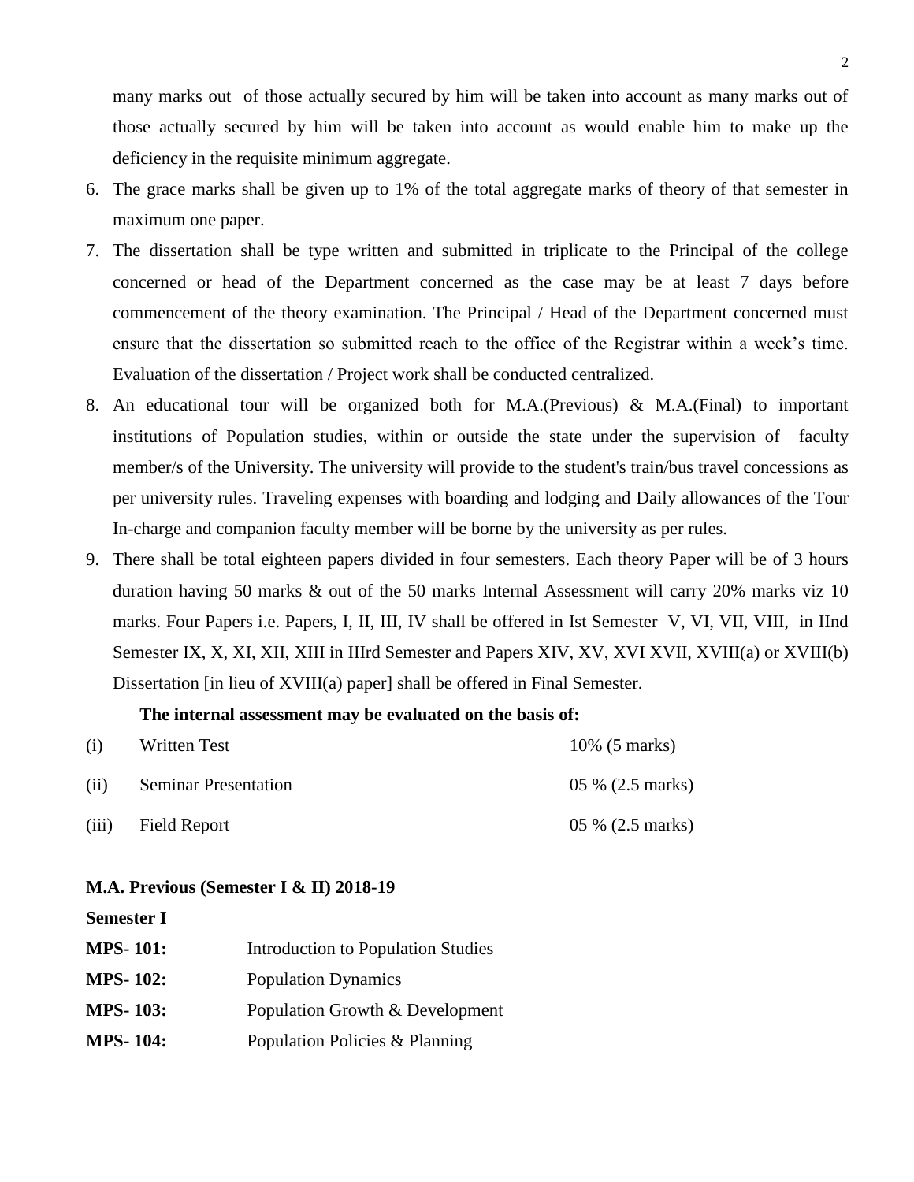many marks out of those actually secured by him will be taken into account as many marks out of those actually secured by him will be taken into account as would enable him to make up the deficiency in the requisite minimum aggregate.

6. The grace marks shall be given up to 1% of the total aggregate marks of theory of that semester in maximum one paper.
7. The dissertation shall be type written and submitted in triplicate to the Principal of the college concerned or head of the Department concerned as the case may be at least 7 days before commencement of the theory examination. The Principal / Head of the Department concerned must ensure that the dissertation so submitted reach to the office of the Registrar within a week's time. Evaluation of the dissertation / Project work shall be conducted centralized.
8. An educational tour will be organized both for M.A.(Previous) & M.A.(Final) to important institutions of Population studies, within or outside the state under the supervision of faculty member/s of the University. The university will provide to the student's train/bus travel concessions as per university rules. Traveling expenses with boarding and lodging and Daily allowances of the Tour In-charge and companion faculty member will be borne by the university as per rules.
9. There shall be total eighteen papers divided in four semesters. Each theory Paper will be of 3 hours duration having 50 marks & out of the 50 marks Internal Assessment will carry 20% marks viz 10 marks. Four Papers i.e. Papers, I, II, III, IV shall be offered in Ist Semester V, VI, VII, VIII, in IInd Semester IX, X, XI, XII, XIII in IIIrd Semester and Papers XIV, XV, XVI XVII, XVIII(a) or XVIII(b) Dissertation [in lieu of XVIII(a) paper] shall be offered in Final Semester.

**The internal assessment may be evaluated on the basis of:**

| | | |
|---|---|---|
| (i) | Written Test | 10% (5 marks) |
| (ii) | Seminar Presentation | 05 % (2.5 marks) |
| (iii) | Field Report | 05 % (2.5 marks) |

**M.A. Previous (Semester I & II) 2018-19**

**Semester I**

| | |
|---|---|
| **MPS- 101:** | Introduction to Population Studies |
| **MPS- 102:** | Population Dynamics |
| **MPS- 103:** | Population Growth & Development |
| **MPS- 104:** | Population Policies & Planning |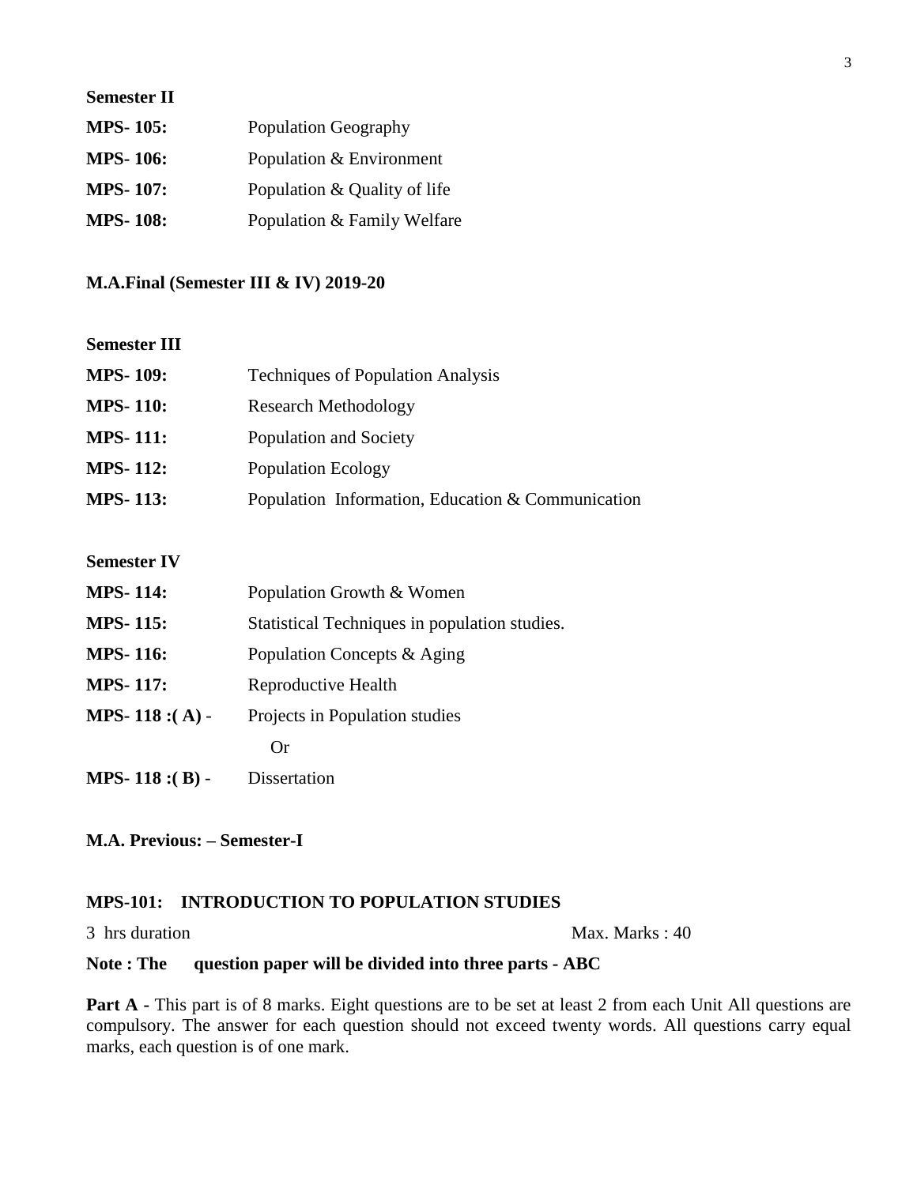**Semester II**

| | |
|---|---|
| **MPS- 105:** | Population Geography |
| **MPS- 106:** | Population & Environment |
| **MPS- 107:** | Population & Quality of life |
| **MPS- 108:** | Population & Family Welfare |

**M.A.Final (Semester III & IV) 2019-20**

**Semester III**

| | |
|---|---|
| **MPS- 109:** | Techniques of Population Analysis |
| **MPS- 110:** | Research Methodology |
| **MPS- 111:** | Population and Society |
| **MPS- 112:** | Population Ecology |
| **MPS- 113:** | Population Information, Education & Communication |

**Semester IV**

| | |
|---|---|
| **MPS- 114:** | Population Growth & Women |
| **MPS- 115:** | Statistical Techniques in population studies. |
| **MPS- 116:** | Population Concepts & Aging |
| **MPS- 117:** | Reproductive Health |
| **MPS- 118 :( A) -** | Projects in Population studies |
| | Or |
| **MPS- 118 :( B) -** | Dissertation |

**M.A. Previous: – Semester-I**

**MPS-101: INTRODUCTION TO POPULATION STUDIES**

3 hrs duration Max. Marks : 40

**Note : The question paper will be divided into three parts - ABC**

**Part A** - This part is of 8 marks. Eight questions are to be set at least 2 from each Unit All questions are compulsory. The answer for each question should not exceed twenty words. All questions carry equal marks, each question is of one mark.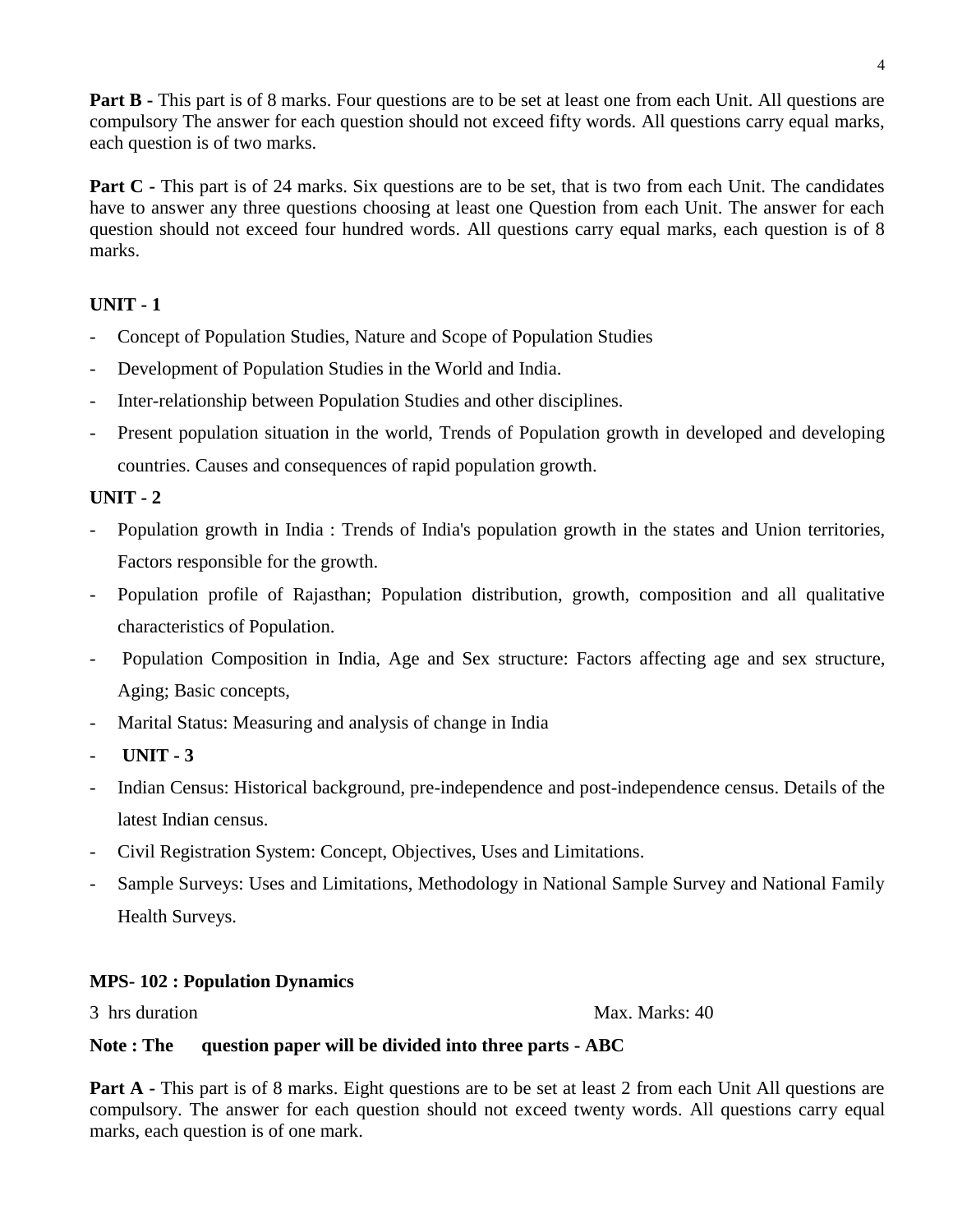**Part B -** This part is of 8 marks. Four questions are to be set at least one from each Unit. All questions are compulsory The answer for each question should not exceed fifty words. All questions carry equal marks, each question is of two marks.

**Part C -** This part is of 24 marks. Six questions are to be set, that is two from each Unit. The candidates have to answer any three questions choosing at least one Question from each Unit. The answer for each question should not exceed four hundred words. All questions carry equal marks, each question is of 8 marks.

**UNIT - 1**

- Concept of Population Studies, Nature and Scope of Population Studies
- Development of Population Studies in the World and India.
- Inter-relationship between Population Studies and other disciplines.
- Present population situation in the world, Trends of Population growth in developed and developing countries. Causes and consequences of rapid population growth.

**UNIT - 2**

- Population growth in India : Trends of India's population growth in the states and Union territories, Factors responsible for the growth.
- Population profile of Rajasthan; Population distribution, growth, composition and all qualitative characteristics of Population.
- Population Composition in India, Age and Sex structure: Factors affecting age and sex structure, Aging; Basic concepts,
- Marital Status: Measuring and analysis of change in India
- **UNIT - 3**
- Indian Census: Historical background, pre-independence and post-independence census. Details of the latest Indian census.
- Civil Registration System: Concept, Objectives, Uses and Limitations.
- Sample Surveys: Uses and Limitations, Methodology in National Sample Survey and National Family Health Surveys.

**MPS- 102 : Population Dynamics**

3 hrs duration Max. Marks: 40

**Note : The question paper will be divided into three parts - ABC**

**Part A -** This part is of 8 marks. Eight questions are to be set at least 2 from each Unit All questions are compulsory. The answer for each question should not exceed twenty words. All questions carry equal marks, each question is of one mark.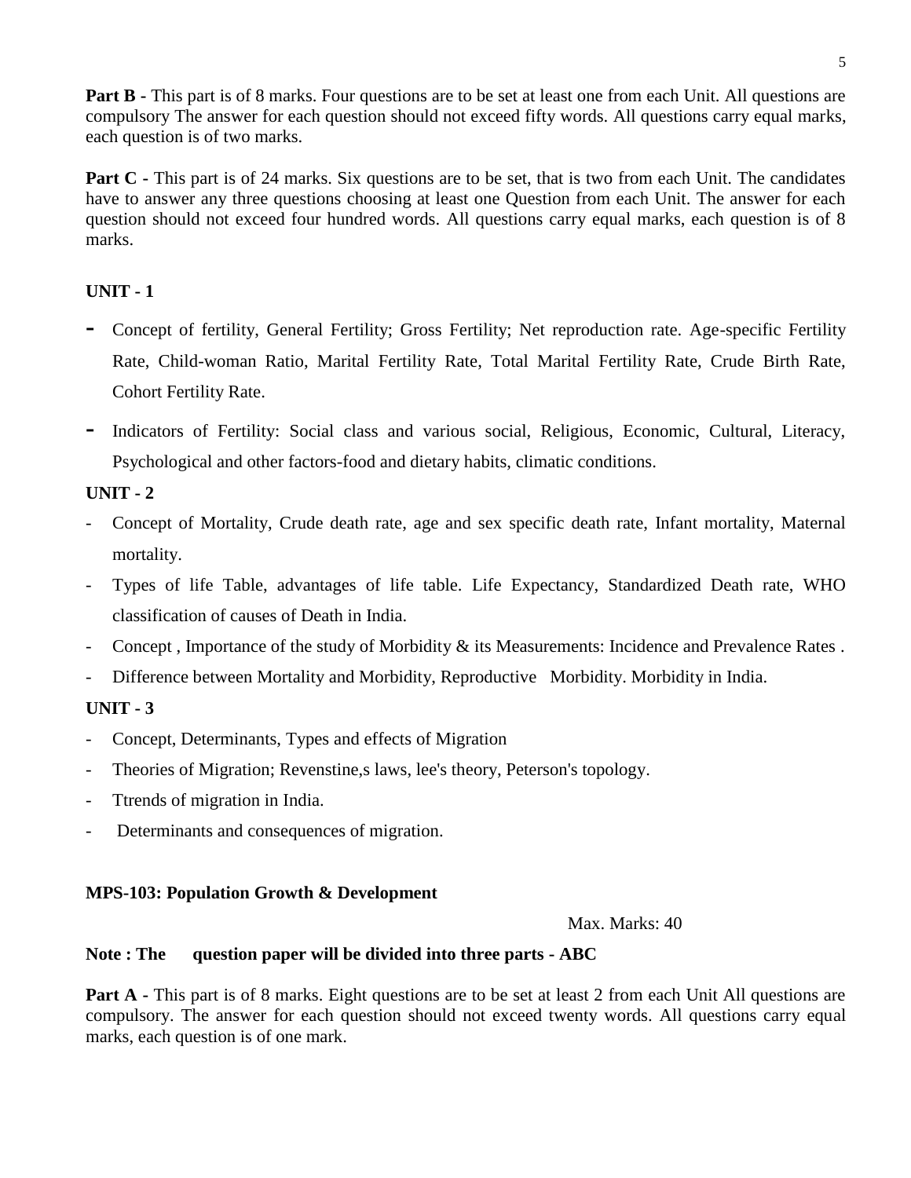**Part B -** This part is of 8 marks. Four questions are to be set at least one from each Unit. All questions are compulsory The answer for each question should not exceed fifty words. All questions carry equal marks, each question is of two marks.

**Part C -** This part is of 24 marks. Six questions are to be set, that is two from each Unit. The candidates have to answer any three questions choosing at least one Question from each Unit. The answer for each question should not exceed four hundred words. All questions carry equal marks, each question is of 8 marks.

**UNIT - 1**

- Concept of fertility, General Fertility; Gross Fertility; Net reproduction rate. Age-specific Fertility Rate, Child-woman Ratio, Marital Fertility Rate, Total Marital Fertility Rate, Crude Birth Rate, Cohort Fertility Rate.
- Indicators of Fertility: Social class and various social, Religious, Economic, Cultural, Literacy, Psychological and other factors-food and dietary habits, climatic conditions.

**UNIT - 2**

- Concept of Mortality, Crude death rate, age and sex specific death rate, Infant mortality, Maternal mortality.
- Types of life Table, advantages of life table. Life Expectancy, Standardized Death rate, WHO classification of causes of Death in India.
- Concept , Importance of the study of Morbidity & its Measurements: Incidence and Prevalence Rates .
- Difference between Mortality and Morbidity, Reproductive Morbidity. Morbidity in India.

**UNIT - 3**

- Concept, Determinants, Types and effects of Migration
- Theories of Migration; Revenstine,s laws, lee's theory, Peterson's topology.
- Ttrends of migration in India.
- Determinants and consequences of migration.

**MPS-103: Population Growth & Development**

Max. Marks: 40

**Note : The question paper will be divided into three parts - ABC**

**Part A -** This part is of 8 marks. Eight questions are to be set at least 2 from each Unit All questions are compulsory. The answer for each question should not exceed twenty words. All questions carry equal marks, each question is of one mark.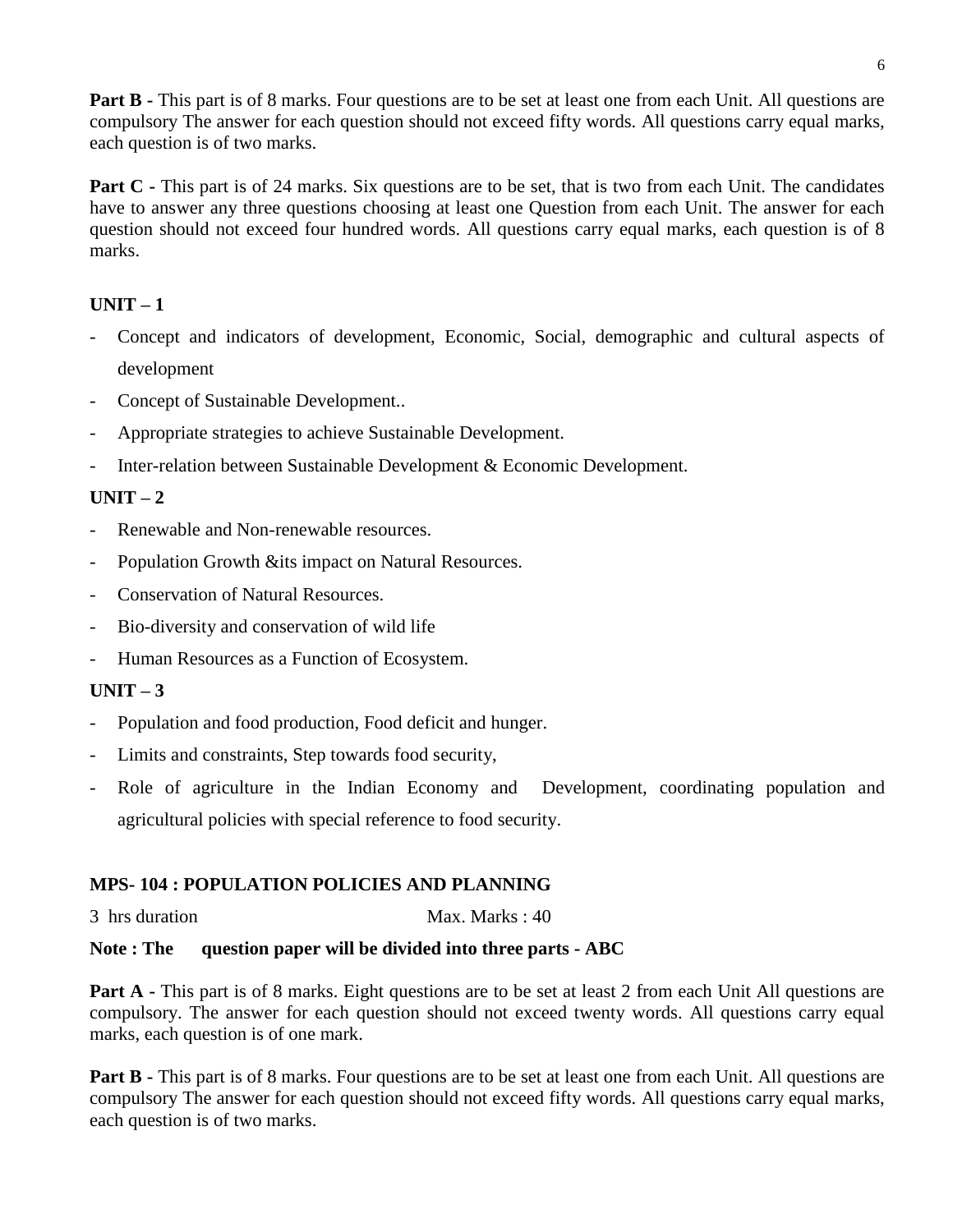**Part B -** This part is of 8 marks. Four questions are to be set at least one from each Unit. All questions are compulsory The answer for each question should not exceed fifty words. All questions carry equal marks, each question is of two marks.

**Part C -** This part is of 24 marks. Six questions are to be set, that is two from each Unit. The candidates have to answer any three questions choosing at least one Question from each Unit. The answer for each question should not exceed four hundred words. All questions carry equal marks, each question is of 8 marks.

**UNIT – 1**

- Concept and indicators of development, Economic, Social, demographic and cultural aspects of development
- Concept of Sustainable Development..
- Appropriate strategies to achieve Sustainable Development.
- Inter-relation between Sustainable Development & Economic Development.

**UNIT – 2**

- Renewable and Non-renewable resources.
- Population Growth &its impact on Natural Resources.
- Conservation of Natural Resources.
- Bio-diversity and conservation of wild life
- Human Resources as a Function of Ecosystem.

**UNIT – 3**

- Population and food production, Food deficit and hunger.
- Limits and constraints, Step towards food security,
- Role of agriculture in the Indian Economy and Development, coordinating population and agricultural policies with special reference to food security.

**MPS- 104 : POPULATION POLICIES AND PLANNING**

3 hrs duration Max. Marks : 40

**Note : The question paper will be divided into three parts - ABC**

**Part A -** This part is of 8 marks. Eight questions are to be set at least 2 from each Unit All questions are compulsory. The answer for each question should not exceed twenty words. All questions carry equal marks, each question is of one mark.

**Part B -** This part is of 8 marks. Four questions are to be set at least one from each Unit. All questions are compulsory The answer for each question should not exceed fifty words. All questions carry equal marks, each question is of two marks.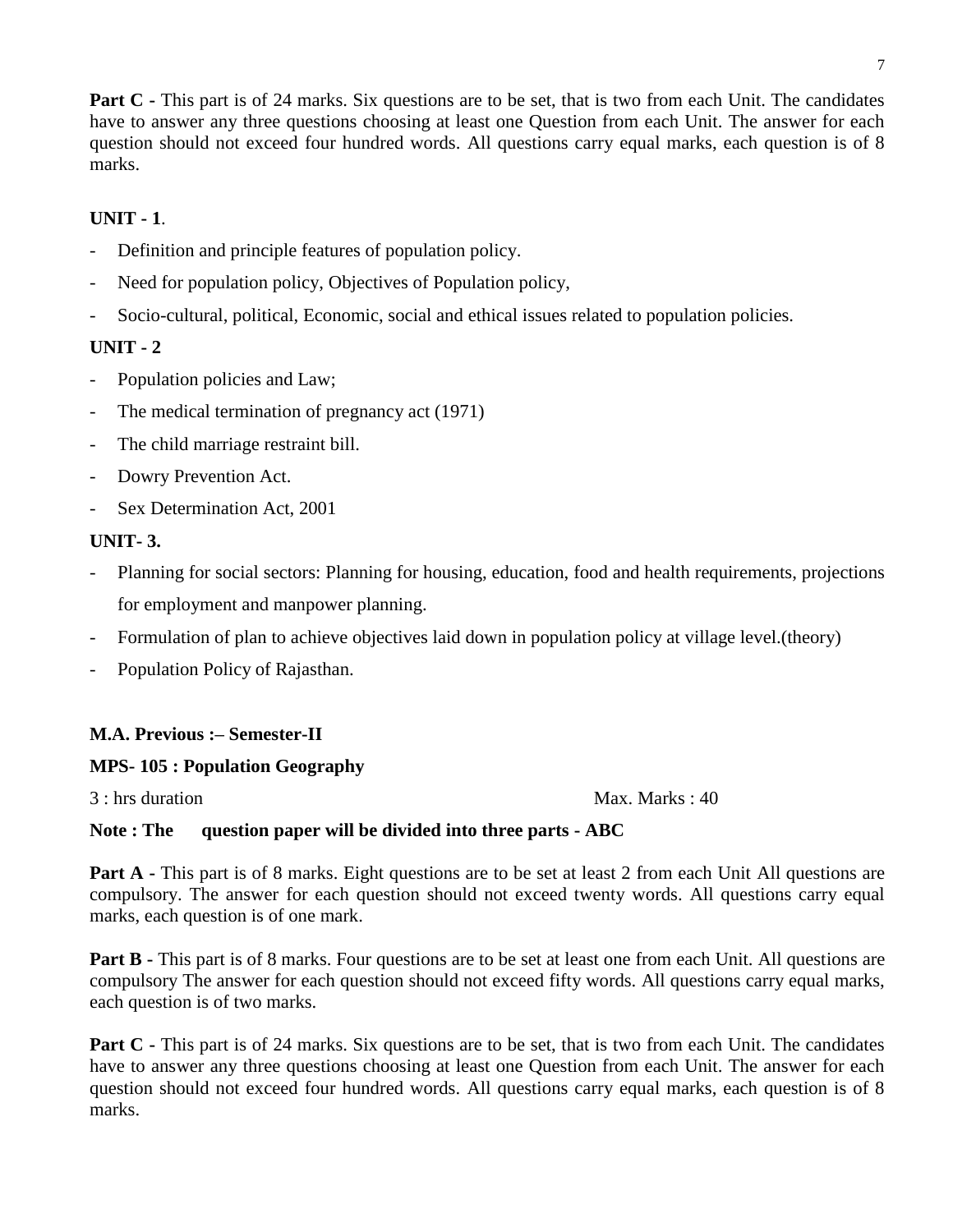**Part C -** This part is of 24 marks. Six questions are to be set, that is two from each Unit. The candidates have to answer any three questions choosing at least one Question from each Unit. The answer for each question should not exceed four hundred words. All questions carry equal marks, each question is of 8 marks.

**UNIT - 1**.

- Definition and principle features of population policy.
- Need for population policy, Objectives of Population policy,
- Socio-cultural, political, Economic, social and ethical issues related to population policies.

**UNIT - 2**

- Population policies and Law;
- The medical termination of pregnancy act (1971)
- The child marriage restraint bill.
- Dowry Prevention Act.
- Sex Determination Act, 2001

**UNIT- 3.**

- Planning for social sectors: Planning for housing, education, food and health requirements, projections for employment and manpower planning.
- Formulation of plan to achieve objectives laid down in population policy at village level.(theory)
- Population Policy of Rajasthan.

**M.A. Previous :– Semester-II**

**MPS- 105 : Population Geography**

3 : hrs duration Max. Marks : 40

**Note : The question paper will be divided into three parts - ABC**

**Part A -** This part is of 8 marks. Eight questions are to be set at least 2 from each Unit All questions are compulsory. The answer for each question should not exceed twenty words. All questions carry equal marks, each question is of one mark.

**Part B -** This part is of 8 marks. Four questions are to be set at least one from each Unit. All questions are compulsory The answer for each question should not exceed fifty words. All questions carry equal marks, each question is of two marks.

**Part C -** This part is of 24 marks. Six questions are to be set, that is two from each Unit. The candidates have to answer any three questions choosing at least one Question from each Unit. The answer for each question should not exceed four hundred words. All questions carry equal marks, each question is of 8 marks.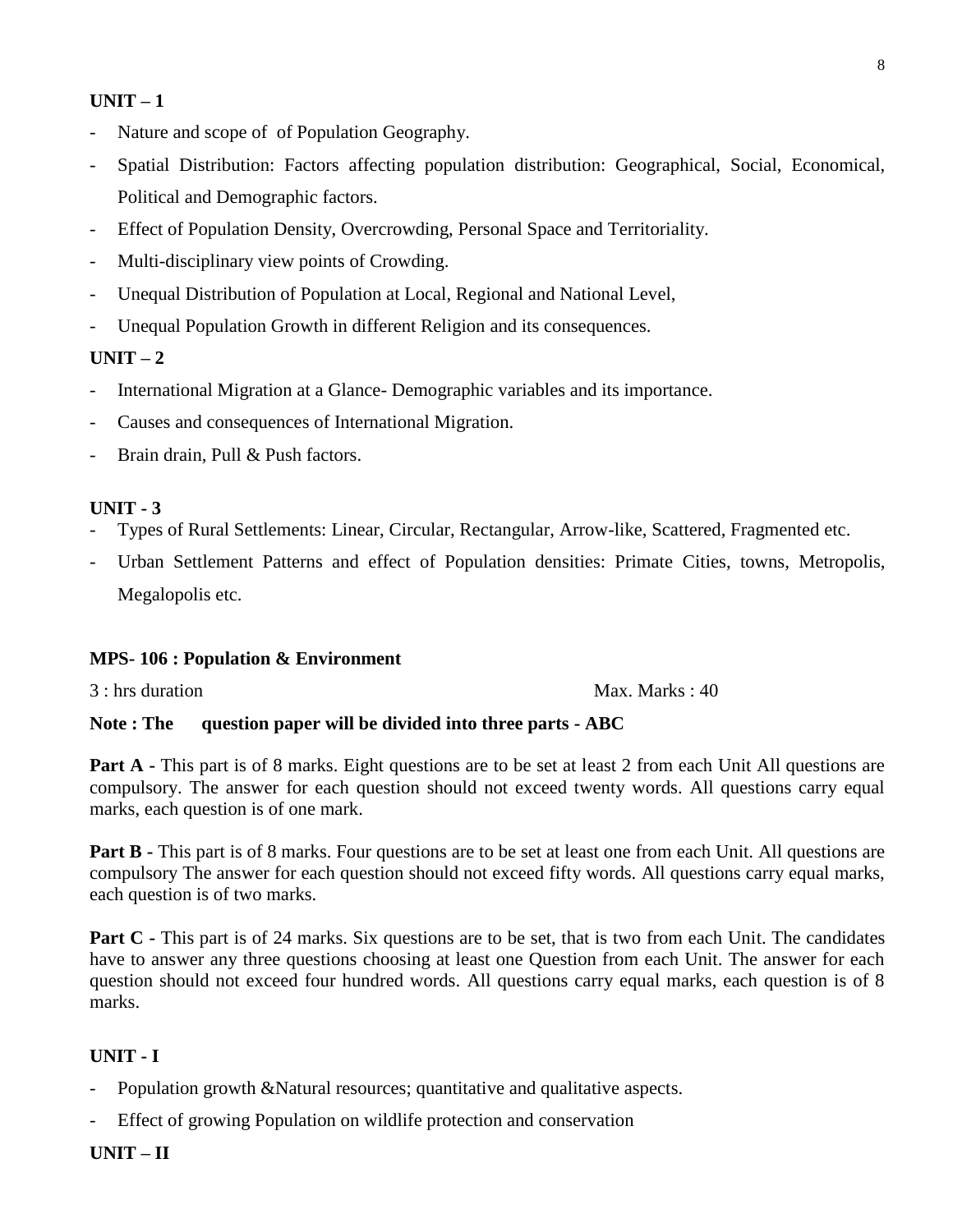**UNIT – 1**

- Nature and scope of  of Population Geography.
- Spatial Distribution: Factors affecting population distribution: Geographical, Social, Economical, Political and Demographic factors.
- Effect of Population Density, Overcrowding, Personal Space and Territoriality.
- Multi-disciplinary view points of Crowding.
- Unequal Distribution of Population at Local, Regional and National Level,
- Unequal Population Growth in different Religion and its consequences.

**UNIT – 2**

- International Migration at a Glance- Demographic variables and its importance.
- Causes and consequences of International Migration.
- Brain drain, Pull & Push factors.

**UNIT - 3**

- Types of Rural Settlements: Linear, Circular, Rectangular, Arrow-like, Scattered, Fragmented etc.
- Urban Settlement Patterns and effect of Population densities: Primate Cities, towns, Metropolis, Megalopolis etc.

**MPS- 106 : Population & Environment**

3 : hrs duration Max. Marks : 40

**Note : The question paper will be divided into three parts - ABC**

**Part A -** This part is of 8 marks. Eight questions are to be set at least 2 from each Unit All questions are compulsory. The answer for each question should not exceed twenty words. All questions carry equal marks, each question is of one mark.

**Part B -** This part is of 8 marks. Four questions are to be set at least one from each Unit. All questions are compulsory The answer for each question should not exceed fifty words. All questions carry equal marks, each question is of two marks.

**Part C -** This part is of 24 marks. Six questions are to be set, that is two from each Unit. The candidates have to answer any three questions choosing at least one Question from each Unit. The answer for each question should not exceed four hundred words. All questions carry equal marks, each question is of 8 marks.

**UNIT - I**

- Population growth &Natural resources; quantitative and qualitative aspects.
- Effect of growing Population on wildlife protection and conservation

**UNIT – II**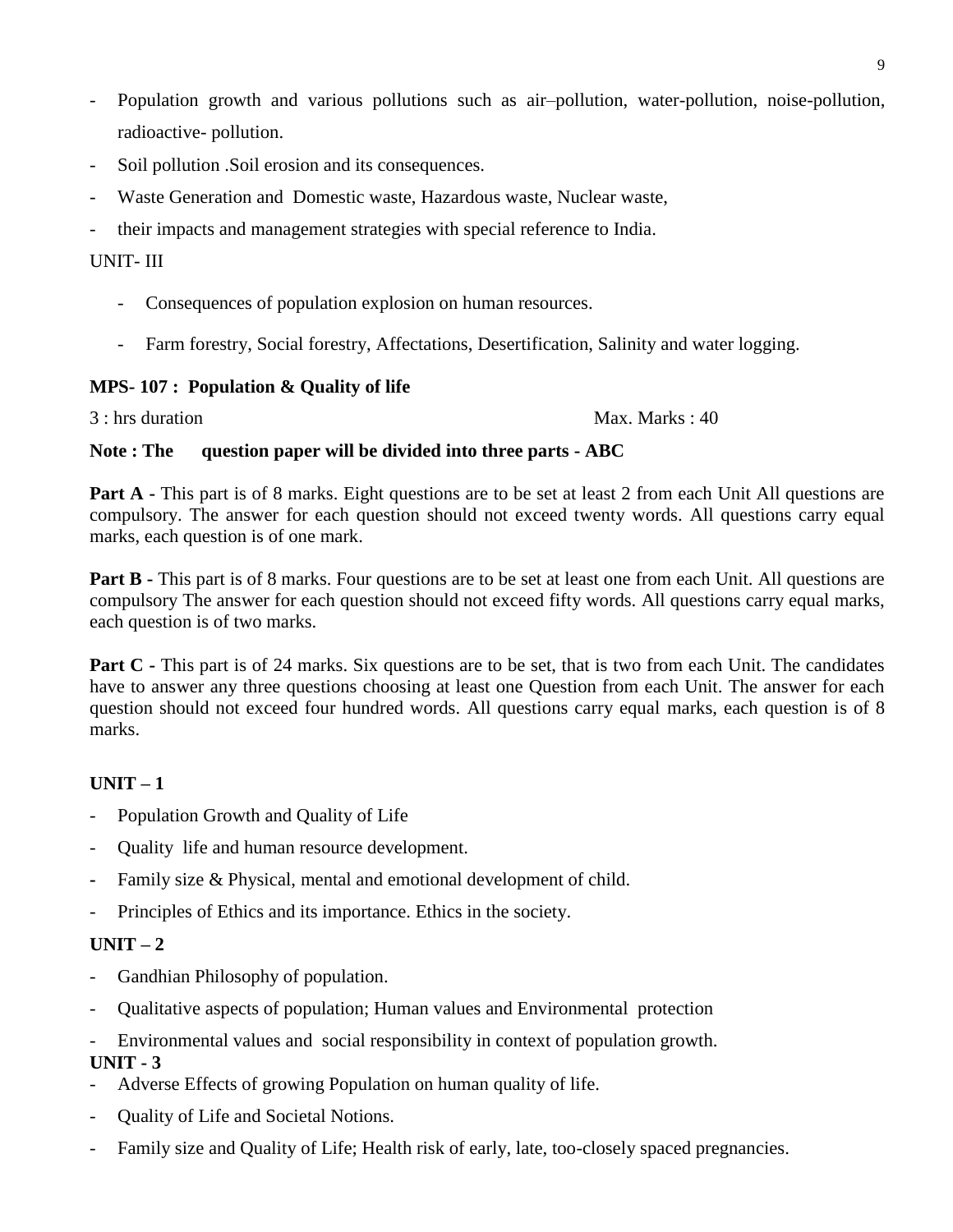- Population growth and various pollutions such as air–pollution, water-pollution, noise-pollution, radioactive- pollution.
- Soil pollution .Soil erosion and its consequences.
- Waste Generation and Domestic waste, Hazardous waste, Nuclear waste,
- their impacts and management strategies with special reference to India.

UNIT- III

- Consequences of population explosion on human resources.
- Farm forestry, Social forestry, Affectations, Desertification, Salinity and water logging.

**MPS- 107 : Population & Quality of life**

3 : hrs duration Max. Marks : 40

**Note : The question paper will be divided into three parts - ABC**

**Part A** - This part is of 8 marks. Eight questions are to be set at least 2 from each Unit All questions are compulsory. The answer for each question should not exceed twenty words. All questions carry equal marks, each question is of one mark.

**Part B** - This part is of 8 marks. Four questions are to be set at least one from each Unit. All questions are compulsory The answer for each question should not exceed fifty words. All questions carry equal marks, each question is of two marks.

**Part C** - This part is of 24 marks. Six questions are to be set, that is two from each Unit. The candidates have to answer any three questions choosing at least one Question from each Unit. The answer for each question should not exceed four hundred words. All questions carry equal marks, each question is of 8 marks.

**UNIT – 1**

- Population Growth and Quality of Life
- Quality life and human resource development.
- Family size & Physical, mental and emotional development of child.
- Principles of Ethics and its importance. Ethics in the society.

**UNIT – 2**

- Gandhian Philosophy of population.
- Qualitative aspects of population; Human values and Environmental protection
- Environmental values and social responsibility in context of population growth.

**UNIT - 3**

- Adverse Effects of growing Population on human quality of life.
- Quality of Life and Societal Notions.
- Family size and Quality of Life; Health risk of early, late, too-closely spaced pregnancies.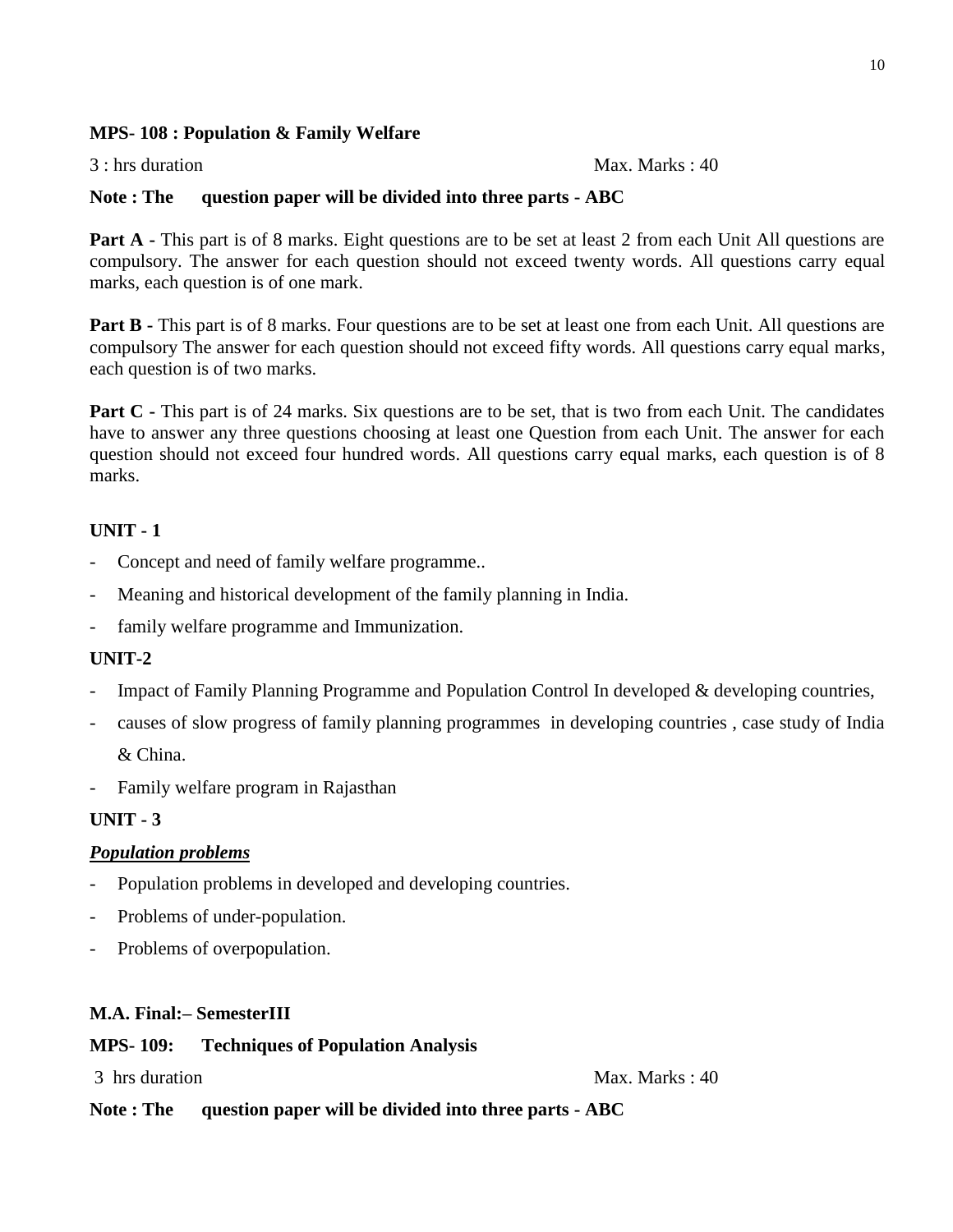**MPS- 108 : Population & Family Welfare**

3 : hrs duration Max. Marks : 40

**Note : The question paper will be divided into three parts - ABC**

**Part A** - This part is of 8 marks. Eight questions are to be set at least 2 from each Unit All questions are compulsory. The answer for each question should not exceed twenty words. All questions carry equal marks, each question is of one mark.

**Part B** - This part is of 8 marks. Four questions are to be set at least one from each Unit. All questions are compulsory The answer for each question should not exceed fifty words. All questions carry equal marks, each question is of two marks.

**Part C** - This part is of 24 marks. Six questions are to be set, that is two from each Unit. The candidates have to answer any three questions choosing at least one Question from each Unit. The answer for each question should not exceed four hundred words. All questions carry equal marks, each question is of 8 marks.

**UNIT - 1**

- Concept and need of family welfare programme..
- Meaning and historical development of the family planning in India.
- family welfare programme and Immunization.

**UNIT-2**

- Impact of Family Planning Programme and Population Control In developed & developing countries,
- causes of slow progress of family planning programmes in developing countries , case study of India & China.
- Family welfare program in Rajasthan

**UNIT - 3**

***Population problems***

- Population problems in developed and developing countries.
- Problems of under-population.
- Problems of overpopulation.

**M.A. Final:– SemesterIII**

**MPS- 109: Techniques of Population Analysis**

3 hrs duration Max. Marks : 40

**Note : The question paper will be divided into three parts - ABC**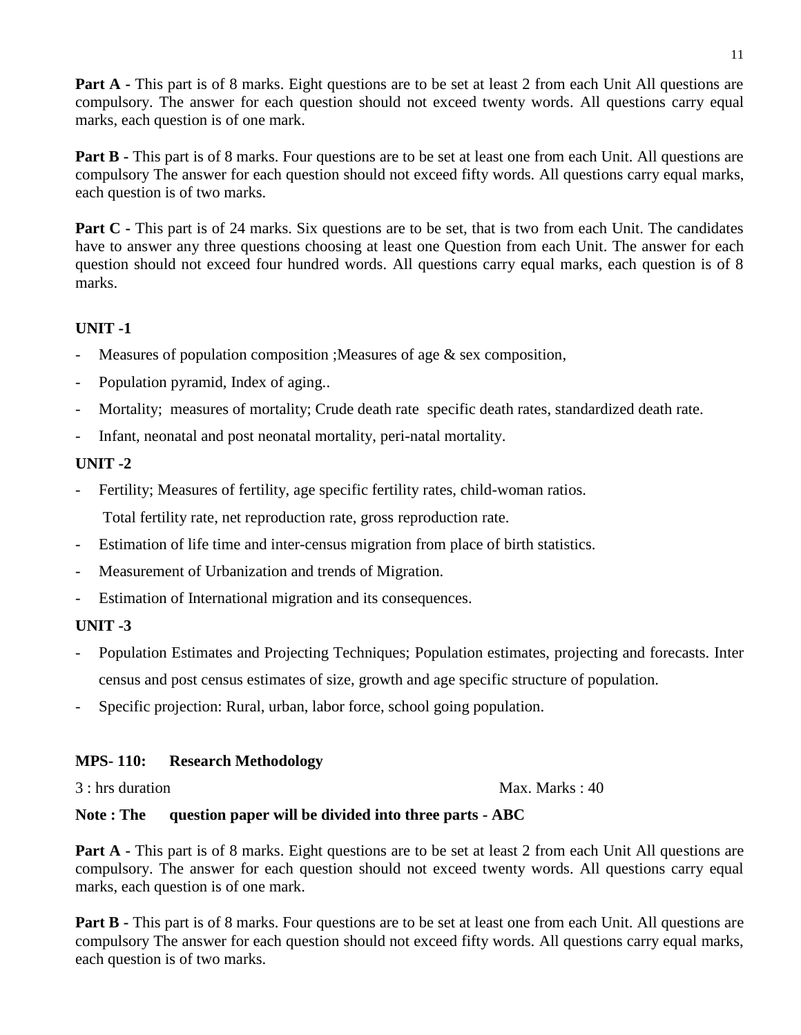**Part A -** This part is of 8 marks. Eight questions are to be set at least 2 from each Unit All questions are compulsory. The answer for each question should not exceed twenty words. All questions carry equal marks, each question is of one mark.

**Part B -** This part is of 8 marks. Four questions are to be set at least one from each Unit. All questions are compulsory The answer for each question should not exceed fifty words. All questions carry equal marks, each question is of two marks.

**Part C -** This part is of 24 marks. Six questions are to be set, that is two from each Unit. The candidates have to answer any three questions choosing at least one Question from each Unit. The answer for each question should not exceed four hundred words. All questions carry equal marks, each question is of 8 marks.

**UNIT -1**

- Measures of population composition ;Measures of age & sex composition,
- Population pyramid, Index of aging..
- Mortality; measures of mortality; Crude death rate specific death rates, standardized death rate.
- Infant, neonatal and post neonatal mortality, peri-natal mortality.

**UNIT -2**

- Fertility; Measures of fertility, age specific fertility rates, child-woman ratios.

  Total fertility rate, net reproduction rate, gross reproduction rate.
- Estimation of life time and inter-census migration from place of birth statistics.
- Measurement of Urbanization and trends of Migration.
- Estimation of International migration and its consequences.

**UNIT -3**

- Population Estimates and Projecting Techniques; Population estimates, projecting and forecasts. Inter census and post census estimates of size, growth and age specific structure of population.
- Specific projection: Rural, urban, labor force, school going population.

**MPS- 110: Research Methodology**

3 : hrs duration Max. Marks : 40

**Note : The question paper will be divided into three parts - ABC**

**Part A -** This part is of 8 marks. Eight questions are to be set at least 2 from each Unit All questions are compulsory. The answer for each question should not exceed twenty words. All questions carry equal marks, each question is of one mark.

**Part B -** This part is of 8 marks. Four questions are to be set at least one from each Unit. All questions are compulsory The answer for each question should not exceed fifty words. All questions carry equal marks, each question is of two marks.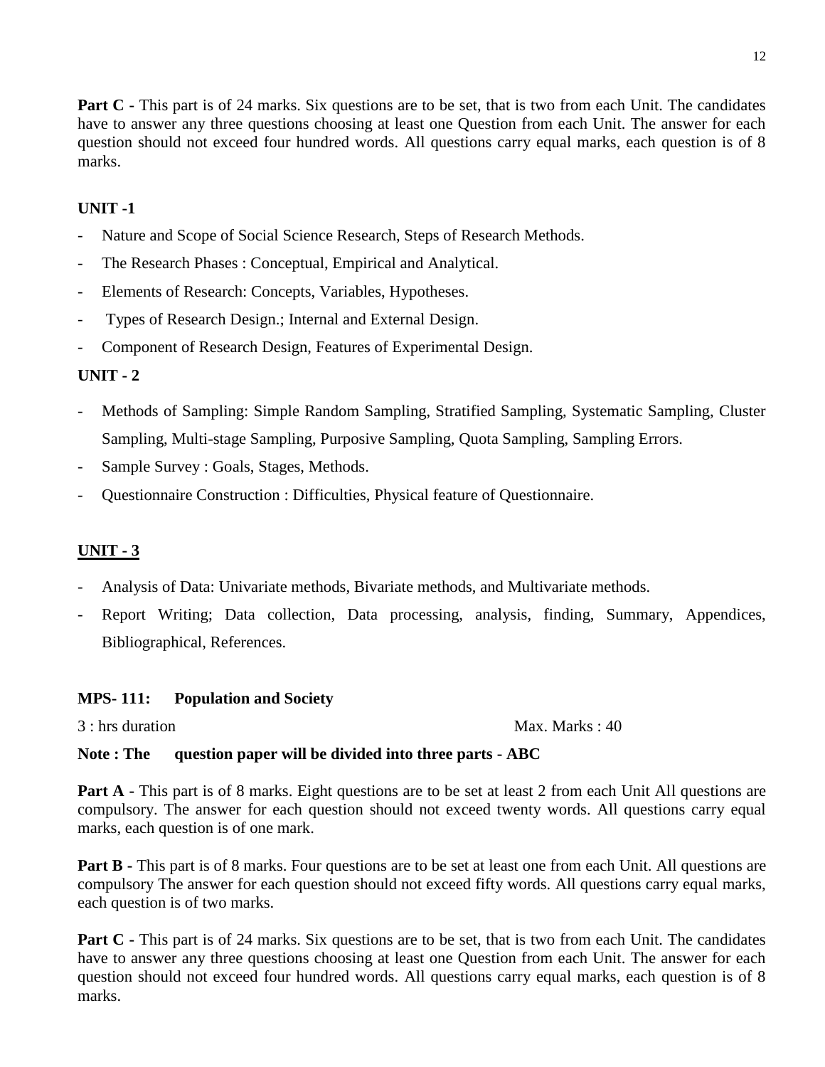**Part C -** This part is of 24 marks. Six questions are to be set, that is two from each Unit. The candidates have to answer any three questions choosing at least one Question from each Unit. The answer for each question should not exceed four hundred words. All questions carry equal marks, each question is of 8 marks.

**UNIT -1**

- Nature and Scope of Social Science Research, Steps of Research Methods.
- The Research Phases : Conceptual, Empirical and Analytical.
- Elements of Research: Concepts, Variables, Hypotheses.
- Types of Research Design.; Internal and External Design.
- Component of Research Design, Features of Experimental Design.

**UNIT - 2**

- Methods of Sampling: Simple Random Sampling, Stratified Sampling, Systematic Sampling, Cluster Sampling, Multi-stage Sampling, Purposive Sampling, Quota Sampling, Sampling Errors.
- Sample Survey : Goals, Stages, Methods.
- Questionnaire Construction : Difficulties, Physical feature of Questionnaire.

**UNIT - 3**

- Analysis of Data: Univariate methods, Bivariate methods, and Multivariate methods.
- Report Writing; Data collection, Data processing, analysis, finding, Summary, Appendices, Bibliographical, References.

**MPS- 111: Population and Society**

3 : hrs duration Max. Marks : 40

**Note : The question paper will be divided into three parts - ABC**

**Part A -** This part is of 8 marks. Eight questions are to be set at least 2 from each Unit All questions are compulsory. The answer for each question should not exceed twenty words. All questions carry equal marks, each question is of one mark.

**Part B -** This part is of 8 marks. Four questions are to be set at least one from each Unit. All questions are compulsory The answer for each question should not exceed fifty words. All questions carry equal marks, each question is of two marks.

**Part C -** This part is of 24 marks. Six questions are to be set, that is two from each Unit. The candidates have to answer any three questions choosing at least one Question from each Unit. The answer for each question should not exceed four hundred words. All questions carry equal marks, each question is of 8 marks.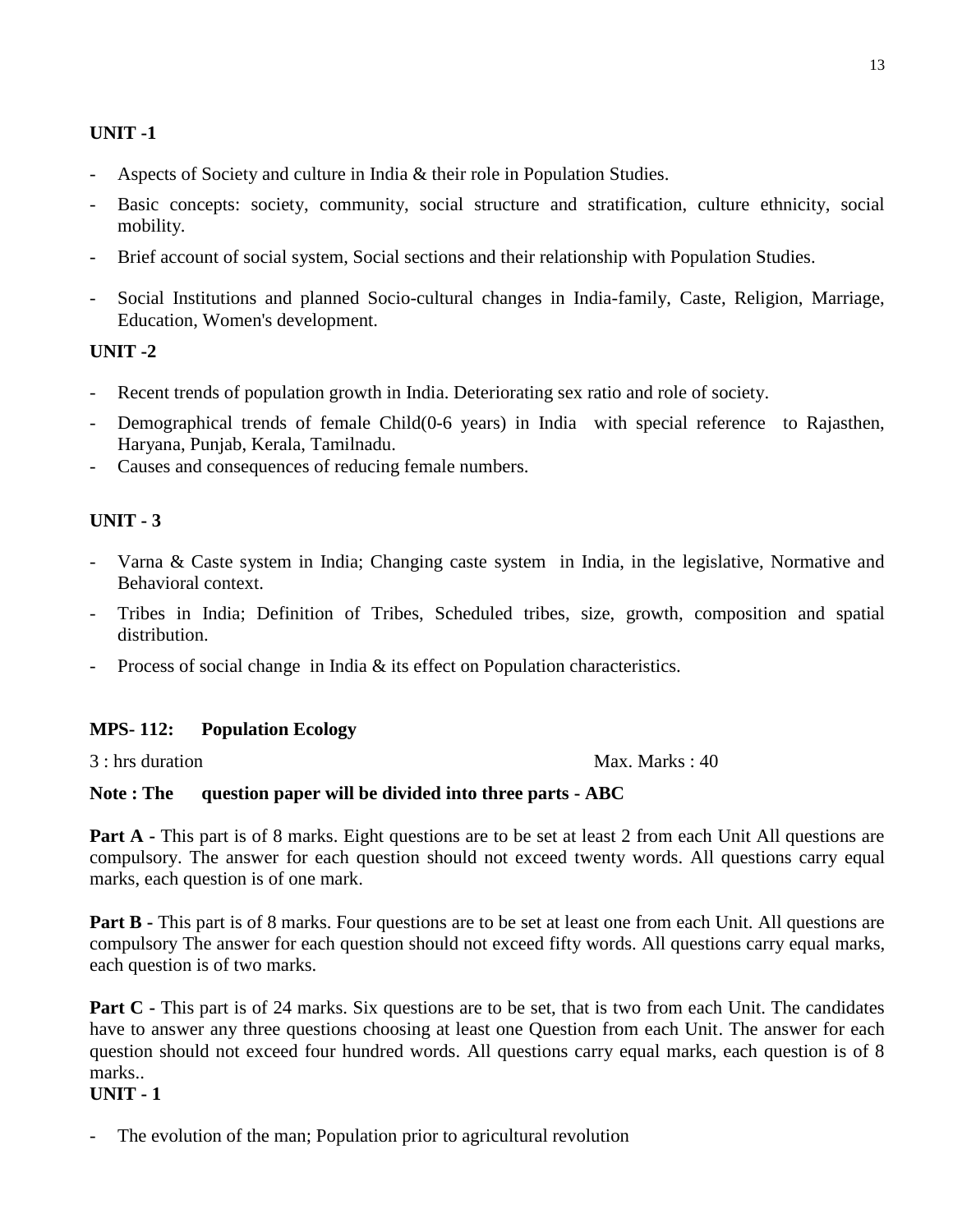**UNIT -1**

- Aspects of Society and culture in India & their role in Population Studies.
- Basic concepts: society, community, social structure and stratification, culture ethnicity, social mobility.
- Brief account of social system, Social sections and their relationship with Population Studies.
- Social Institutions and planned Socio-cultural changes in India-family, Caste, Religion, Marriage, Education, Women's development.

**UNIT -2**

- Recent trends of population growth in India. Deteriorating sex ratio and role of society.
- Demographical trends of female Child(0-6 years) in India with special reference to Rajasthen, Haryana, Punjab, Kerala, Tamilnadu.
- Causes and consequences of reducing female numbers.

**UNIT - 3**

- Varna & Caste system in India; Changing caste system in India, in the legislative, Normative and Behavioral context.
- Tribes in India; Definition of Tribes, Scheduled tribes, size, growth, composition and spatial distribution.
- Process of social change in India & its effect on Population characteristics.

**MPS- 112: Population Ecology**

3 : hrs duration Max. Marks : 40

**Note : The question paper will be divided into three parts - ABC**

**Part A -** This part is of 8 marks. Eight questions are to be set at least 2 from each Unit All questions are compulsory. The answer for each question should not exceed twenty words. All questions carry equal marks, each question is of one mark.

**Part B -** This part is of 8 marks. Four questions are to be set at least one from each Unit. All questions are compulsory The answer for each question should not exceed fifty words. All questions carry equal marks, each question is of two marks.

**Part C -** This part is of 24 marks. Six questions are to be set, that is two from each Unit. The candidates have to answer any three questions choosing at least one Question from each Unit. The answer for each question should not exceed four hundred words. All questions carry equal marks, each question is of 8 marks..

**UNIT - 1**

- The evolution of the man; Population prior to agricultural revolution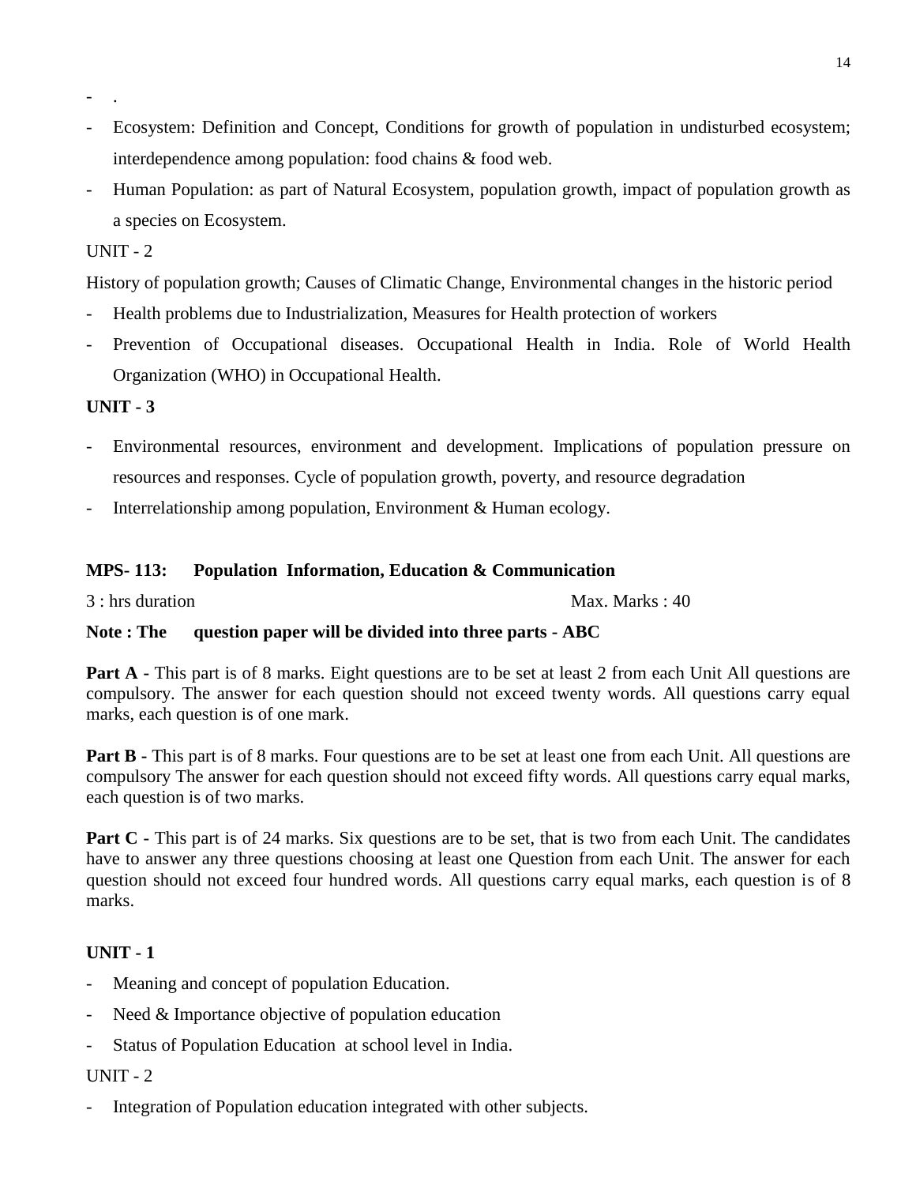- .
- Ecosystem: Definition and Concept, Conditions for growth of population in undisturbed ecosystem; interdependence among population: food chains & food web.
- Human Population: as part of Natural Ecosystem, population growth, impact of population growth as a species on Ecosystem.

UNIT - 2

History of population growth; Causes of Climatic Change, Environmental changes in the historic period

- Health problems due to Industrialization, Measures for Health protection of workers
- Prevention of Occupational diseases. Occupational Health in India. Role of World Health Organization (WHO) in Occupational Health.

**UNIT - 3**

- Environmental resources, environment and development. Implications of population pressure on resources and responses. Cycle of population growth, poverty, and resource degradation
- Interrelationship among population, Environment & Human ecology.

**MPS- 113: Population Information, Education & Communication**

3 : hrs duration Max. Marks : 40

**Note : The question paper will be divided into three parts - ABC**

**Part A** - This part is of 8 marks. Eight questions are to be set at least 2 from each Unit All questions are compulsory. The answer for each question should not exceed twenty words. All questions carry equal marks, each question is of one mark.

**Part B** - This part is of 8 marks. Four questions are to be set at least one from each Unit. All questions are compulsory The answer for each question should not exceed fifty words. All questions carry equal marks, each question is of two marks.

**Part C** - This part is of 24 marks. Six questions are to be set, that is two from each Unit. The candidates have to answer any three questions choosing at least one Question from each Unit. The answer for each question should not exceed four hundred words. All questions carry equal marks, each question is of 8 marks.

**UNIT - 1**

- Meaning and concept of population Education.
- Need & Importance objective of population education
- Status of Population Education at school level in India.

UNIT - 2

- Integration of Population education integrated with other subjects.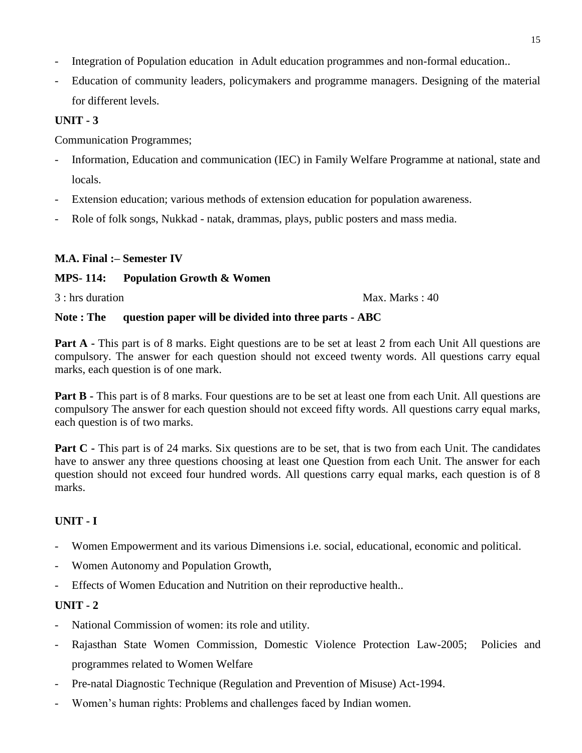- Integration of Population education in Adult education programmes and non-formal education..
- Education of community leaders, policymakers and programme managers. Designing of the material for different levels.

**UNIT - 3**

Communication Programmes;

- Information, Education and communication (IEC) in Family Welfare Programme at national, state and locals.
- Extension education; various methods of extension education for population awareness.
- Role of folk songs, Nukkad - natak, drammas, plays, public posters and mass media.

**M.A. Final :– Semester IV**

**MPS- 114: Population Growth & Women**

3 : hrs duration Max. Marks : 40

**Note : The question paper will be divided into three parts - ABC**

**Part A -** This part is of 8 marks. Eight questions are to be set at least 2 from each Unit All questions are compulsory. The answer for each question should not exceed twenty words. All questions carry equal marks, each question is of one mark.

**Part B -** This part is of 8 marks. Four questions are to be set at least one from each Unit. All questions are compulsory The answer for each question should not exceed fifty words. All questions carry equal marks, each question is of two marks.

**Part C -** This part is of 24 marks. Six questions are to be set, that is two from each Unit. The candidates have to answer any three questions choosing at least one Question from each Unit. The answer for each question should not exceed four hundred words. All questions carry equal marks, each question is of 8 marks.

**UNIT - I**

- Women Empowerment and its various Dimensions i.e. social, educational, economic and political.
- Women Autonomy and Population Growth,
- Effects of Women Education and Nutrition on their reproductive health..

**UNIT - 2**

- National Commission of women: its role and utility.
- Rajasthan State Women Commission, Domestic Violence Protection Law-2005; Policies and programmes related to Women Welfare
- Pre-natal Diagnostic Technique (Regulation and Prevention of Misuse) Act-1994.
- Women's human rights: Problems and challenges faced by Indian women.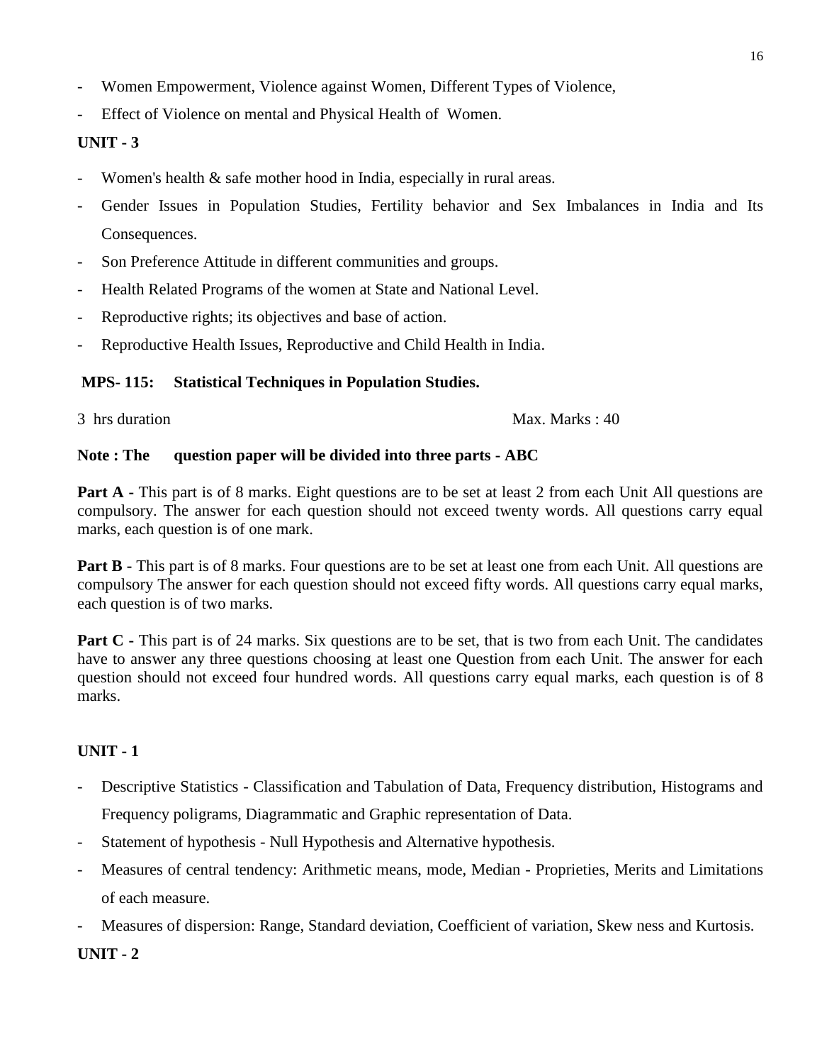- Women Empowerment, Violence against Women, Different Types of Violence,
- Effect of Violence on mental and Physical Health of Women.

**UNIT - 3**

- Women's health & safe mother hood in India, especially in rural areas.
- Gender Issues in Population Studies, Fertility behavior and Sex Imbalances in India and Its Consequences.
- Son Preference Attitude in different communities and groups.
- Health Related Programs of the women at State and National Level.
- Reproductive rights; its objectives and base of action.
- Reproductive Health Issues, Reproductive and Child Health in India.

**MPS- 115: Statistical Techniques in Population Studies.**

3 hrs duration Max. Marks : 40

**Note : The question paper will be divided into three parts - ABC**

**Part A -** This part is of 8 marks. Eight questions are to be set at least 2 from each Unit All questions are compulsory. The answer for each question should not exceed twenty words. All questions carry equal marks, each question is of one mark.

**Part B -** This part is of 8 marks. Four questions are to be set at least one from each Unit. All questions are compulsory The answer for each question should not exceed fifty words. All questions carry equal marks, each question is of two marks.

**Part C -** This part is of 24 marks. Six questions are to be set, that is two from each Unit. The candidates have to answer any three questions choosing at least one Question from each Unit. The answer for each question should not exceed four hundred words. All questions carry equal marks, each question is of 8 marks.

**UNIT - 1**

- Descriptive Statistics - Classification and Tabulation of Data, Frequency distribution, Histograms and Frequency poligrams, Diagrammatic and Graphic representation of Data.
- Statement of hypothesis - Null Hypothesis and Alternative hypothesis.
- Measures of central tendency: Arithmetic means, mode, Median - Proprieties, Merits and Limitations of each measure.
- Measures of dispersion: Range, Standard deviation, Coefficient of variation, Skew ness and Kurtosis.

**UNIT - 2**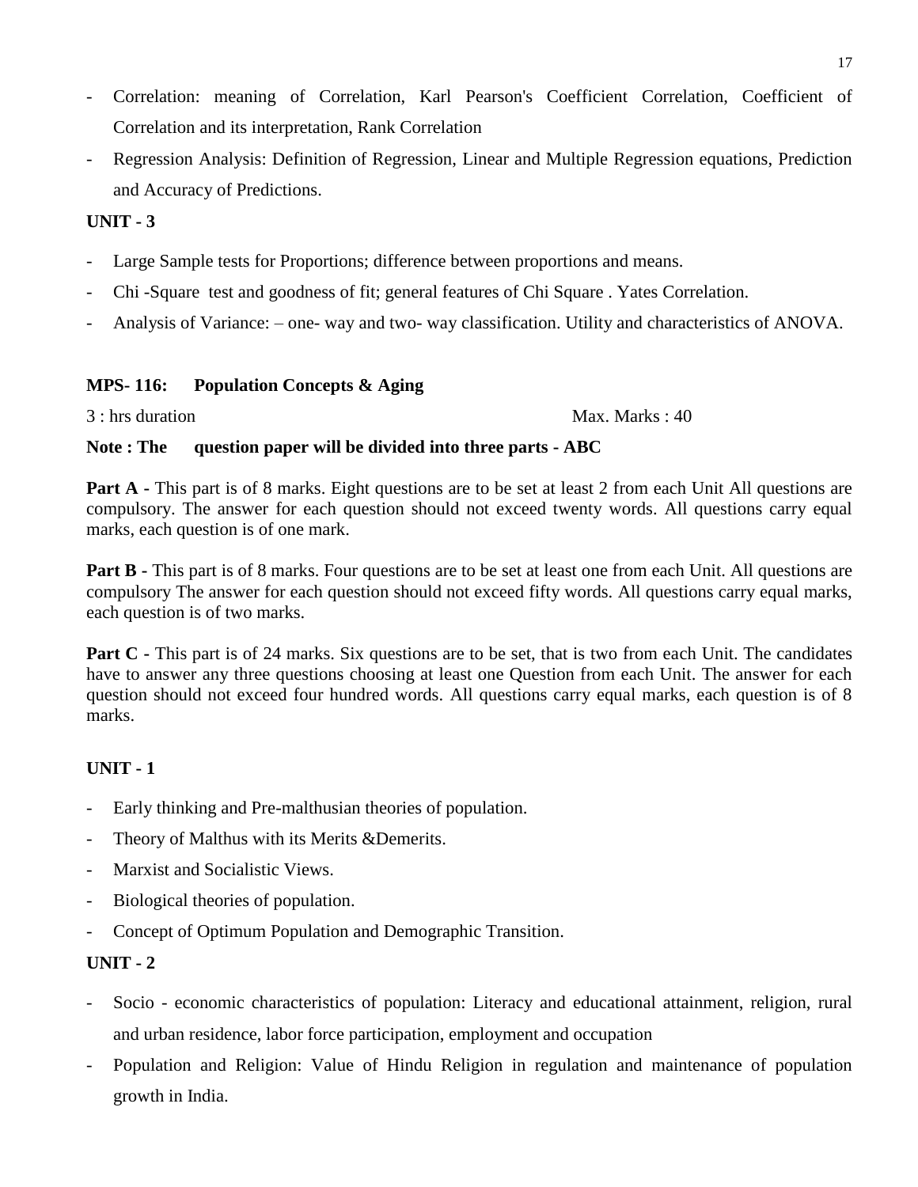- Correlation: meaning of Correlation, Karl Pearson's Coefficient Correlation, Coefficient of Correlation and its interpretation, Rank Correlation
- Regression Analysis: Definition of Regression, Linear and Multiple Regression equations, Prediction and Accuracy of Predictions.

**UNIT - 3**

- Large Sample tests for Proportions; difference between proportions and means.
- Chi -Square test and goodness of fit; general features of Chi Square . Yates Correlation.
- Analysis of Variance: – one- way and two- way classification. Utility and characteristics of ANOVA.

**MPS- 116: Population Concepts & Aging**

3 : hrs duration Max. Marks : 40

**Note : The question paper will be divided into three parts - ABC**

**Part A -** This part is of 8 marks. Eight questions are to be set at least 2 from each Unit All questions are compulsory. The answer for each question should not exceed twenty words. All questions carry equal marks, each question is of one mark.

**Part B -** This part is of 8 marks. Four questions are to be set at least one from each Unit. All questions are compulsory The answer for each question should not exceed fifty words. All questions carry equal marks, each question is of two marks.

**Part C -** This part is of 24 marks. Six questions are to be set, that is two from each Unit. The candidates have to answer any three questions choosing at least one Question from each Unit. The answer for each question should not exceed four hundred words. All questions carry equal marks, each question is of 8 marks.

**UNIT - 1**

- Early thinking and Pre-malthusian theories of population.
- Theory of Malthus with its Merits &Demerits.
- Marxist and Socialistic Views.
- Biological theories of population.
- Concept of Optimum Population and Demographic Transition.

**UNIT - 2**

- Socio - economic characteristics of population: Literacy and educational attainment, religion, rural and urban residence, labor force participation, employment and occupation
- Population and Religion: Value of Hindu Religion in regulation and maintenance of population growth in India.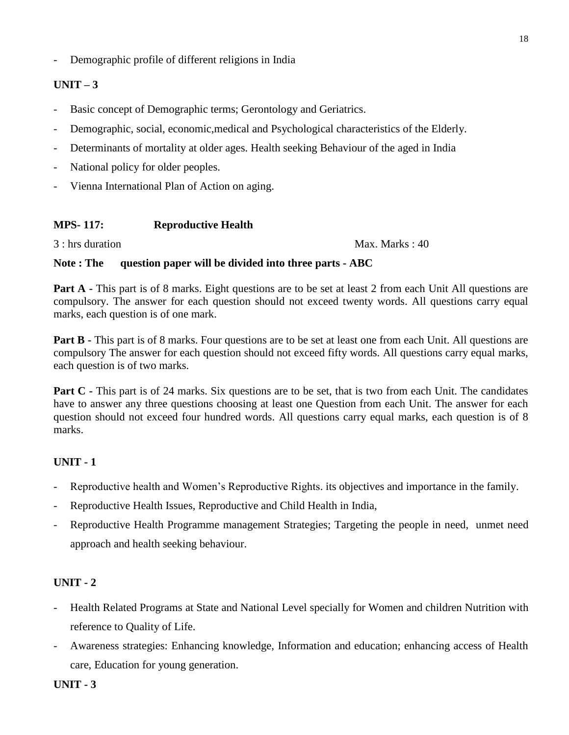- Demographic profile of different religions in India

**UNIT – 3**

- Basic concept of Demographic terms; Gerontology and Geriatrics.
- Demographic, social, economic,medical and Psychological characteristics of the Elderly.
- Determinants of mortality at older ages. Health seeking Behaviour of the aged in India
- National policy for older peoples.
- Vienna International Plan of Action on aging.

**MPS- 117: Reproductive Health**

3 : hrs duration Max. Marks : 40

**Note : The question paper will be divided into three parts - ABC**

**Part A -** This part is of 8 marks. Eight questions are to be set at least 2 from each Unit All questions are compulsory. The answer for each question should not exceed twenty words. All questions carry equal marks, each question is of one mark.

**Part B -** This part is of 8 marks. Four questions are to be set at least one from each Unit. All questions are compulsory The answer for each question should not exceed fifty words. All questions carry equal marks, each question is of two marks.

**Part C -** This part is of 24 marks. Six questions are to be set, that is two from each Unit. The candidates have to answer any three questions choosing at least one Question from each Unit. The answer for each question should not exceed four hundred words. All questions carry equal marks, each question is of 8 marks.

**UNIT - 1**

- Reproductive health and Women's Reproductive Rights. its objectives and importance in the family.
- Reproductive Health Issues, Reproductive and Child Health in India,
- Reproductive Health Programme management Strategies; Targeting the people in need, unmet need approach and health seeking behaviour.

**UNIT - 2**

- Health Related Programs at State and National Level specially for Women and children Nutrition with reference to Quality of Life.
- Awareness strategies: Enhancing knowledge, Information and education; enhancing access of Health care, Education for young generation.

**UNIT - 3**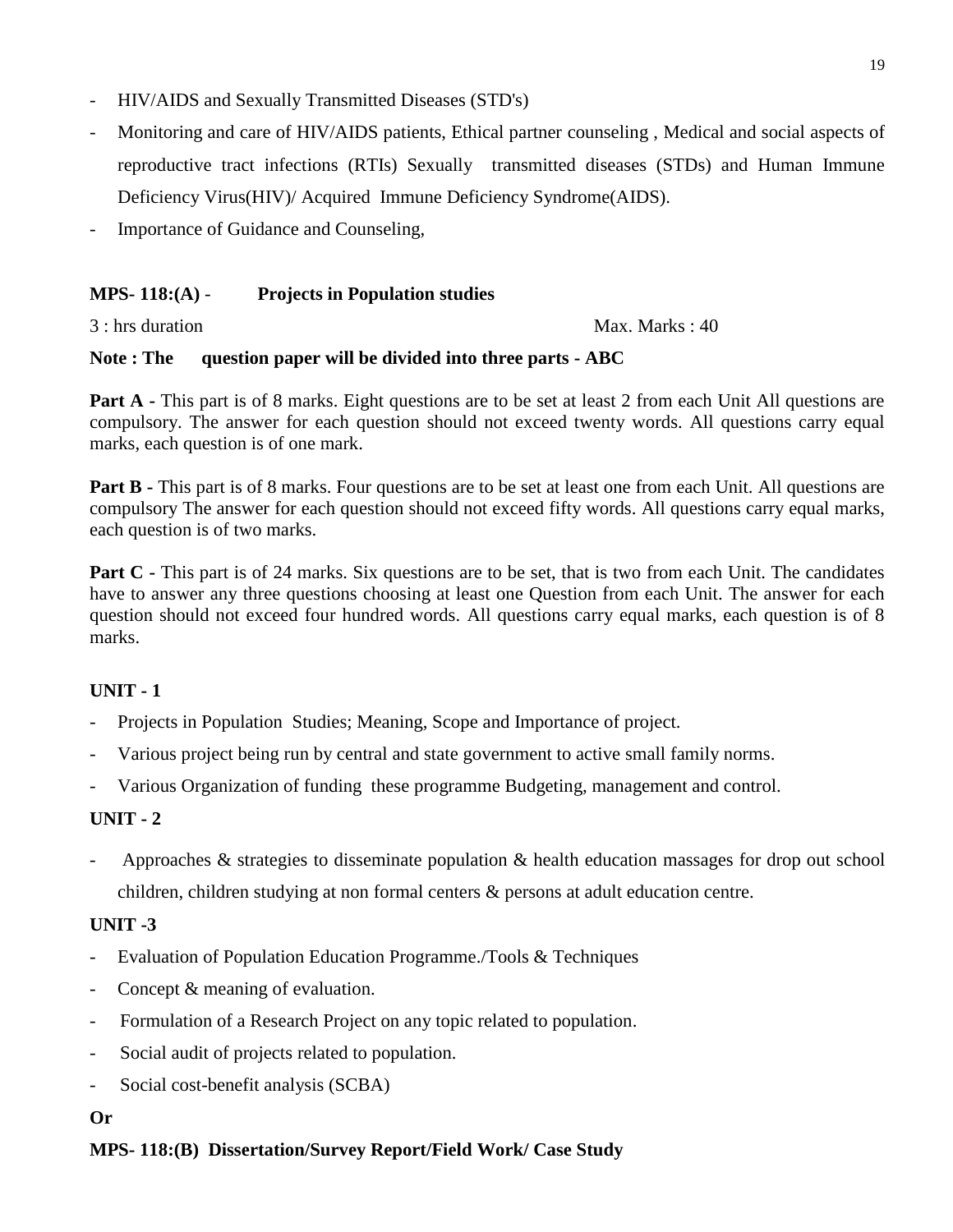- HIV/AIDS and Sexually Transmitted Diseases (STD's)
- Monitoring and care of HIV/AIDS patients, Ethical partner counseling , Medical and social aspects of reproductive tract infections (RTIs) Sexually transmitted diseases (STDs) and Human Immune Deficiency Virus(HIV)/ Acquired Immune Deficiency Syndrome(AIDS).
- Importance of Guidance and Counseling,

**MPS- 118:(A) - Projects in Population studies**

3 : hrs duration Max. Marks : 40

**Note : The question paper will be divided into three parts - ABC**

**Part A -** This part is of 8 marks. Eight questions are to be set at least 2 from each Unit All questions are compulsory. The answer for each question should not exceed twenty words. All questions carry equal marks, each question is of one mark.

**Part B -** This part is of 8 marks. Four questions are to be set at least one from each Unit. All questions are compulsory The answer for each question should not exceed fifty words. All questions carry equal marks, each question is of two marks.

**Part C -** This part is of 24 marks. Six questions are to be set, that is two from each Unit. The candidates have to answer any three questions choosing at least one Question from each Unit. The answer for each question should not exceed four hundred words. All questions carry equal marks, each question is of 8 marks.

**UNIT - 1**

- Projects in Population Studies; Meaning, Scope and Importance of project.
- Various project being run by central and state government to active small family norms.
- Various Organization of funding these programme Budgeting, management and control.

**UNIT - 2**

- Approaches & strategies to disseminate population & health education massages for drop out school children, children studying at non formal centers & persons at adult education centre.

**UNIT -3**

- Evaluation of Population Education Programme./Tools & Techniques
- Concept & meaning of evaluation.
- Formulation of a Research Project on any topic related to population.
- Social audit of projects related to population.
- Social cost-benefit analysis (SCBA)

**Or**

**MPS- 118:(B) Dissertation/Survey Report/Field Work/ Case Study**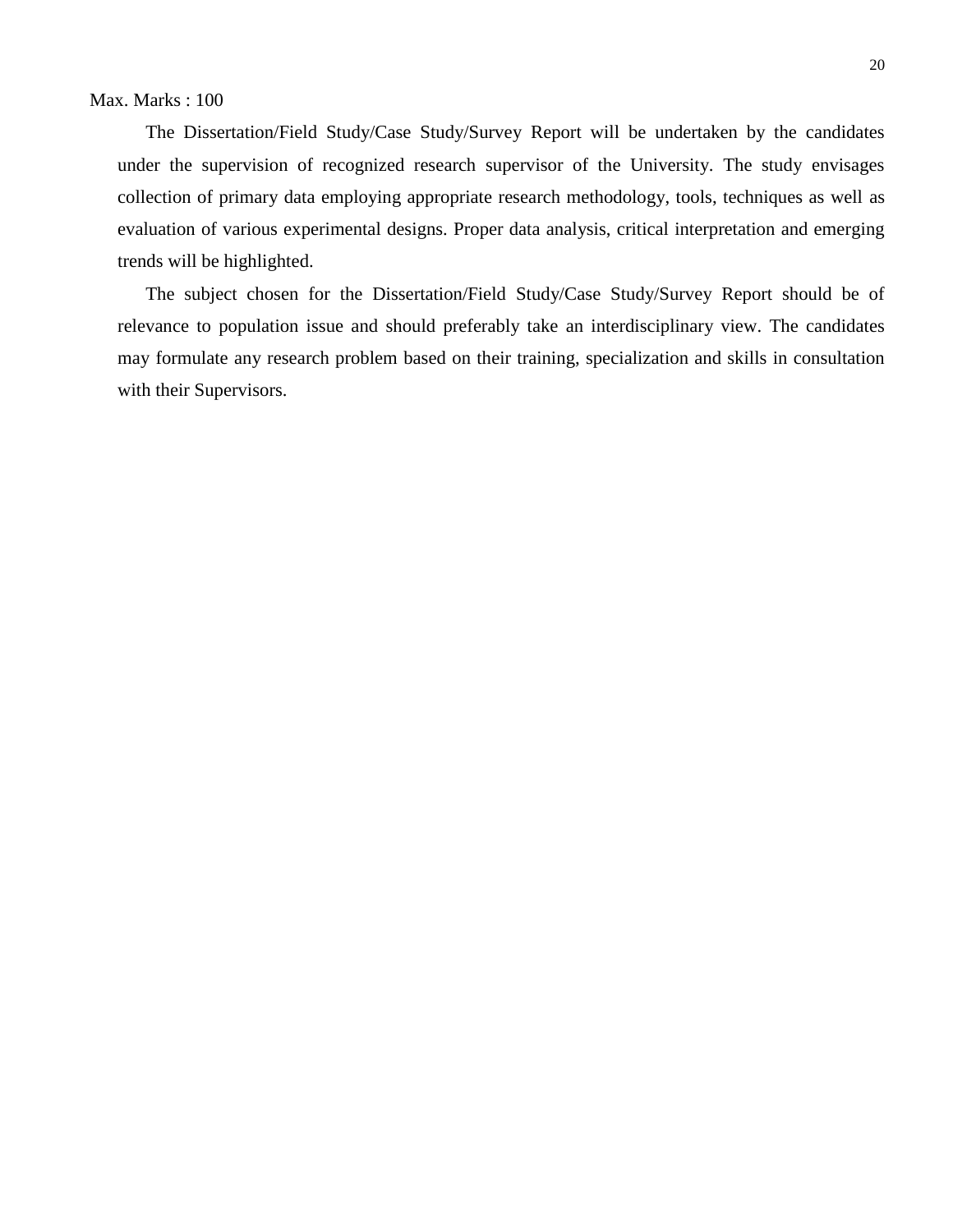Max. Marks : 100

The Dissertation/Field Study/Case Study/Survey Report will be undertaken by the candidates under the supervision of recognized research supervisor of the University. The study envisages collection of primary data employing appropriate research methodology, tools, techniques as well as evaluation of various experimental designs. Proper data analysis, critical interpretation and emerging trends will be highlighted.

The subject chosen for the Dissertation/Field Study/Case Study/Survey Report should be of relevance to population issue and should preferably take an interdisciplinary view. The candidates may formulate any research problem based on their training, specialization and skills in consultation with their Supervisors.